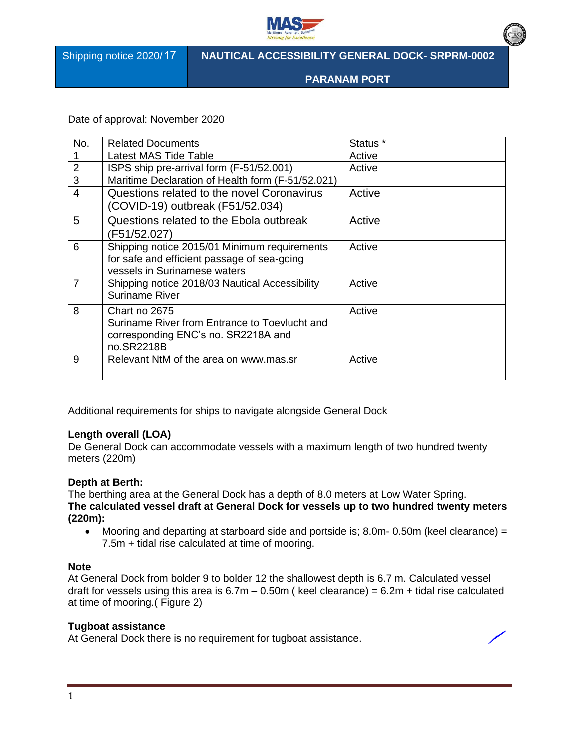| Shipping notice 2020/17 | NAUTICAL ACCESSIBILITY GENERAL DOCK- SRPRM-0002 PARANAM PORT |
|---|---|

Date of approval: November 2020

| No. | Related Documents | Status * |
|---|---|---|
| 1 | Latest MAS Tide Table | Active |
| 2 | ISPS ship pre-arrival form (F-51/52.001) | Active |
| 3 | Maritime Declaration of Health form (F-51/52.021) | |
| 4 | Questions related to the novel Coronavirus (COVID-19) outbreak (F51/52.034) | Active |
| 5 | Questions related to the Ebola outbreak (F51/52.027) | Active |
| 6 | Shipping notice 2015/01 Minimum requirements for safe and efficient passage of sea-going vessels in Surinamese waters | Active |
| 7 | Shipping notice 2018/03 Nautical Accessibility Suriname River | Active |
| 8 | Chart no 2675 Suriname River from Entrance to Toevlucht and corresponding ENC's no. SR2218A and no.SR2218B | Active |
| 9 | Relevant NtM of the area on www.mas.sr | Active |

Additional requirements for ships to navigate alongside General Dock

**Length overall (LOA)**
De General Dock can accommodate vessels with a maximum length of two hundred twenty meters (220m)

**Depth at Berth:**
The berthing area at the General Dock has a depth of 8.0 meters at Low Water Spring.
**The calculated vessel draft at General Dock for vessels up to two hundred twenty meters (220m):**

- Mooring and departing at starboard side and portside is; 8.0m- 0.50m (keel clearance) = 7.5m + tidal rise calculated at time of mooring.

**Note**
At General Dock from bolder 9 to bolder 12 the shallowest depth is 6.7 m. Calculated vessel draft for vessels using this area is 6.7m – 0.50m ( keel clearance) = 6.2m + tidal rise calculated at time of mooring.( Figure 2)

**Tugboat assistance**
At General Dock there is no requirement for tugboat assistance.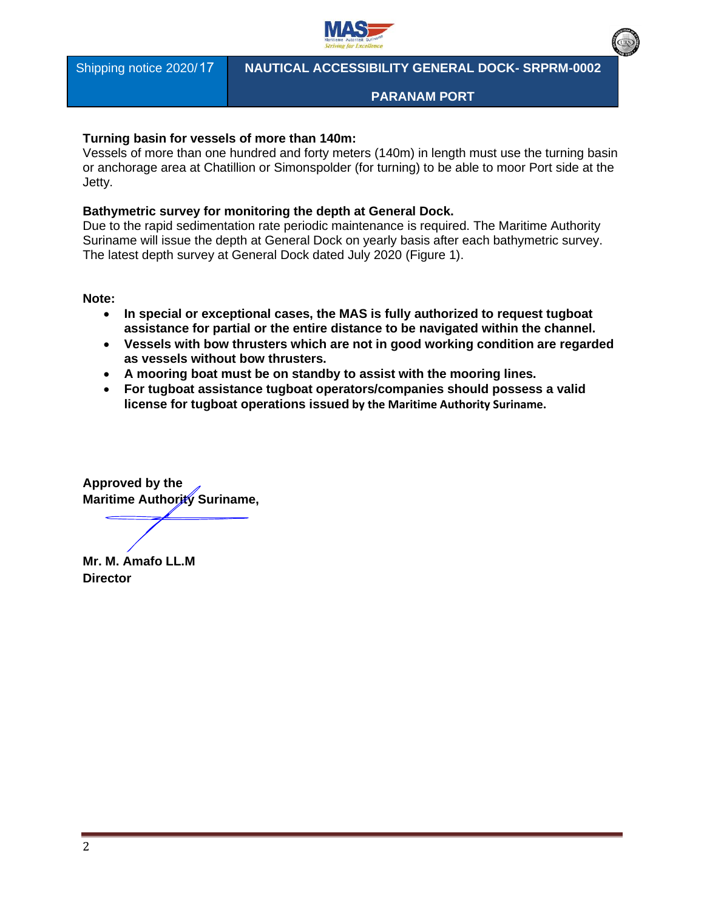**Turning basin for vessels of more than 140m:**
Vessels of more than one hundred and forty meters (140m) in length must use the turning basin or anchorage area at Chatillion or Simonspolder (for turning) to be able to moor Port side at the Jetty.

**Bathymetric survey for monitoring the depth at General Dock.**
Due to the rapid sedimentation rate periodic maintenance is required. The Maritime Authority Suriname will issue the depth at General Dock on yearly basis after each bathymetric survey. The latest depth survey at General Dock dated July 2020 (Figure 1).

**Note:**

- **In special or exceptional cases, the MAS is fully authorized to request tugboat assistance for partial or the entire distance to be navigated within the channel.**
- **Vessels with bow thrusters which are not in good working condition are regarded as vessels without bow thrusters.**
- **A mooring boat must be on standby to assist with the mooring lines.**
- **For tugboat assistance tugboat operators/companies should possess a valid license for tugboat operations issued by the Maritime Authority Suriname.**

**Approved by the**
**Maritime Authority Suriname,**

**Mr. M. Amafo LL.M**
**Director**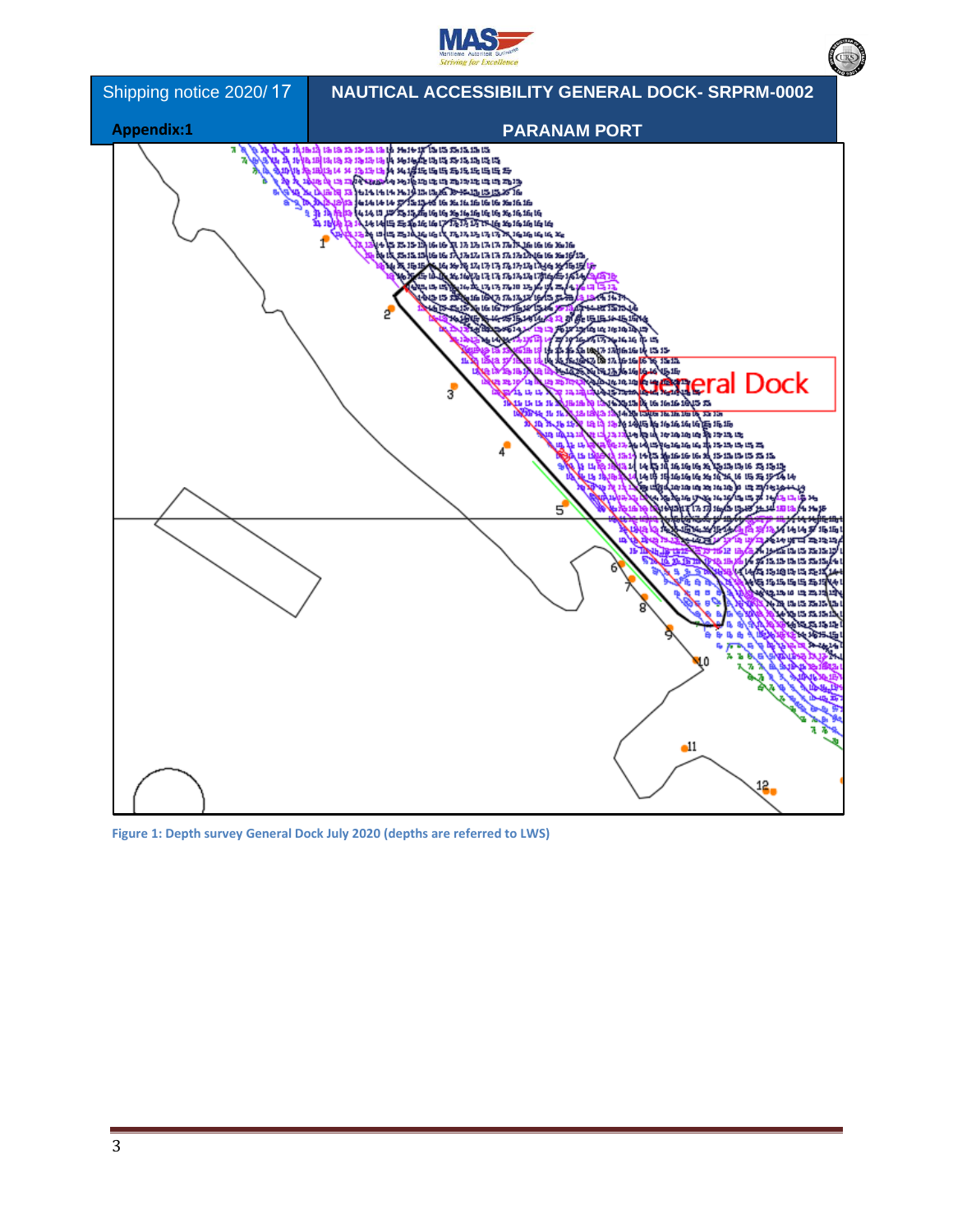| Shipping notice 2020/ 17 | NAUTICAL ACCESSIBILITY GENERAL DOCK- SRPRM-0002 |
|---|---|
| **Appendix:1** | PARANAM PORT |

**Figure 1: Depth survey General Dock July 2020 (depths are referred to LWS)**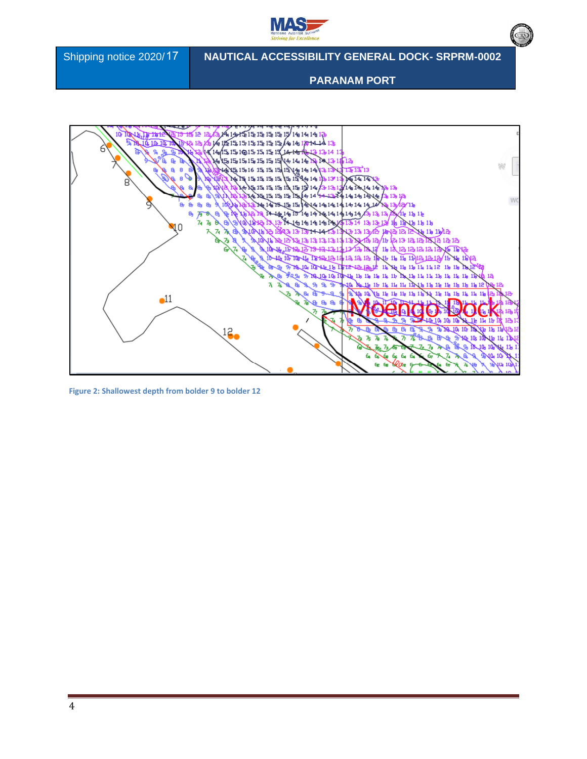6

7

8

9

10

11

12

Moengo Dock

Figure 2: Shallowest depth from bolder 9 to bolder 12